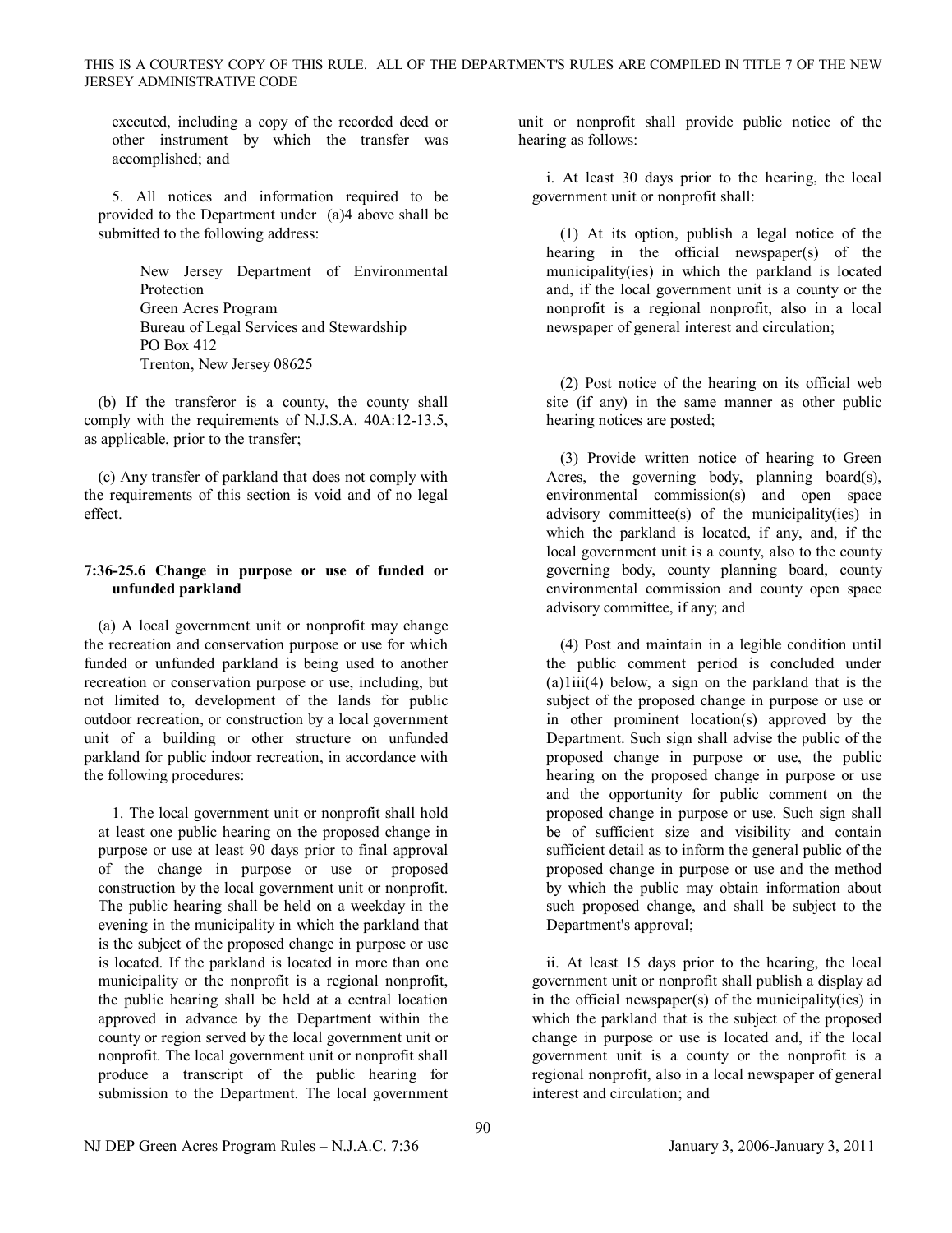executed, including a copy of the recorded deed or other instrument by which the transfer was accomplished; and

5. All notices and information required to be provided to the Department under (a)4 above shall be submitted to the following address:

> New Jersey Department of Environmental Protection
> Green Acres Program
> Bureau of Legal Services and Stewardship
> PO Box 412
> Trenton, New Jersey 08625

(b) If the transferor is a county, the county shall comply with the requirements of N.J.S.A. 40A:12-13.5, as applicable, prior to the transfer;

(c) Any transfer of parkland that does not comply with the requirements of this section is void and of no legal effect.

**7:36-25.6 Change in purpose or use of funded or unfunded parkland**

(a) A local government unit or nonprofit may change the recreation and conservation purpose or use for which funded or unfunded parkland is being used to another recreation or conservation purpose or use, including, but not limited to, development of the lands for public outdoor recreation, or construction by a local government unit of a building or other structure on unfunded parkland for public indoor recreation, in accordance with the following procedures:

1. The local government unit or nonprofit shall hold at least one public hearing on the proposed change in purpose or use at least 90 days prior to final approval of the change in purpose or use or proposed construction by the local government unit or nonprofit. The public hearing shall be held on a weekday in the evening in the municipality in which the parkland that is the subject of the proposed change in purpose or use is located. If the parkland is located in more than one municipality or the nonprofit is a regional nonprofit, the public hearing shall be held at a central location approved in advance by the Department within the county or region served by the local government unit or nonprofit. The local government unit or nonprofit shall produce a transcript of the public hearing for submission to the Department. The local government unit or nonprofit shall provide public notice of the hearing as follows:

i. At least 30 days prior to the hearing, the local government unit or nonprofit shall:

(1) At its option, publish a legal notice of the hearing in the official newspaper(s) of the municipality(ies) in which the parkland is located and, if the local government unit is a county or the nonprofit is a regional nonprofit, also in a local newspaper of general interest and circulation;

(2) Post notice of the hearing on its official web site (if any) in the same manner as other public hearing notices are posted;

(3) Provide written notice of hearing to Green Acres, the governing body, planning board(s), environmental commission(s) and open space advisory committee(s) of the municipality(ies) in which the parkland is located, if any, and, if the local government unit is a county, also to the county governing body, county planning board, county environmental commission and county open space advisory committee, if any; and

(4) Post and maintain in a legible condition until the public comment period is concluded under (a)1iii(4) below, a sign on the parkland that is the subject of the proposed change in purpose or use or in other prominent location(s) approved by the Department. Such sign shall advise the public of the proposed change in purpose or use, the public hearing on the proposed change in purpose or use and the opportunity for public comment on the proposed change in purpose or use. Such sign shall be of sufficient size and visibility and contain sufficient detail as to inform the general public of the proposed change in purpose or use and the method by which the public may obtain information about such proposed change, and shall be subject to the Department's approval;

ii. At least 15 days prior to the hearing, the local government unit or nonprofit shall publish a display ad in the official newspaper(s) of the municipality(ies) in which the parkland that is the subject of the proposed change in purpose or use is located and, if the local government unit is a county or the nonprofit is a regional nonprofit, also in a local newspaper of general interest and circulation; and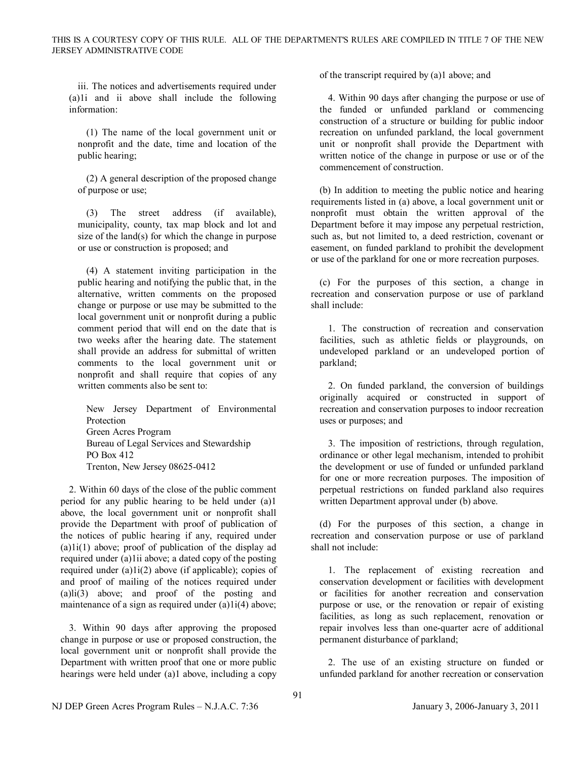iii. The notices and advertisements required under (a)1i and ii above shall include the following information:

(1) The name of the local government unit or nonprofit and the date, time and location of the public hearing;

(2) A general description of the proposed change of purpose or use;

(3) The street address (if available), municipality, county, tax map block and lot and size of the land(s) for which the change in purpose or use or construction is proposed; and

(4) A statement inviting participation in the public hearing and notifying the public that, in the alternative, written comments on the proposed change or purpose or use may be submitted to the local government unit or nonprofit during a public comment period that will end on the date that is two weeks after the hearing date. The statement shall provide an address for submittal of written comments to the local government unit or nonprofit and shall require that copies of any written comments also be sent to:

New Jersey Department of Environmental Protection
Green Acres Program
Bureau of Legal Services and Stewardship
PO Box 412
Trenton, New Jersey 08625-0412

2. Within 60 days of the close of the public comment period for any public hearing to be held under (a)1 above, the local government unit or nonprofit shall provide the Department with proof of publication of the notices of public hearing if any, required under (a)1i(1) above; proof of publication of the display ad required under (a)1ii above; a dated copy of the posting required under (a)1i(2) above (if applicable); copies of and proof of mailing of the notices required under (a)li(3) above; and proof of the posting and maintenance of a sign as required under (a)1i(4) above;

3. Within 90 days after approving the proposed change in purpose or use or proposed construction, the local government unit or nonprofit shall provide the Department with written proof that one or more public hearings were held under (a)1 above, including a copy of the transcript required by (a)1 above; and

4. Within 90 days after changing the purpose or use of the funded or unfunded parkland or commencing construction of a structure or building for public indoor recreation on unfunded parkland, the local government unit or nonprofit shall provide the Department with written notice of the change in purpose or use or of the commencement of construction.

(b) In addition to meeting the public notice and hearing requirements listed in (a) above, a local government unit or nonprofit must obtain the written approval of the Department before it may impose any perpetual restriction, such as, but not limited to, a deed restriction, covenant or easement, on funded parkland to prohibit the development or use of the parkland for one or more recreation purposes.

(c) For the purposes of this section, a change in recreation and conservation purpose or use of parkland shall include:

1. The construction of recreation and conservation facilities, such as athletic fields or playgrounds, on undeveloped parkland or an undeveloped portion of parkland;

2. On funded parkland, the conversion of buildings originally acquired or constructed in support of recreation and conservation purposes to indoor recreation uses or purposes; and

3. The imposition of restrictions, through regulation, ordinance or other legal mechanism, intended to prohibit the development or use of funded or unfunded parkland for one or more recreation purposes. The imposition of perpetual restrictions on funded parkland also requires written Department approval under (b) above.

(d) For the purposes of this section, a change in recreation and conservation purpose or use of parkland shall not include:

1. The replacement of existing recreation and conservation development or facilities with development or facilities for another recreation and conservation purpose or use, or the renovation or repair of existing facilities, as long as such replacement, renovation or repair involves less than one-quarter acre of additional permanent disturbance of parkland;

2. The use of an existing structure on funded or unfunded parkland for another recreation or conservation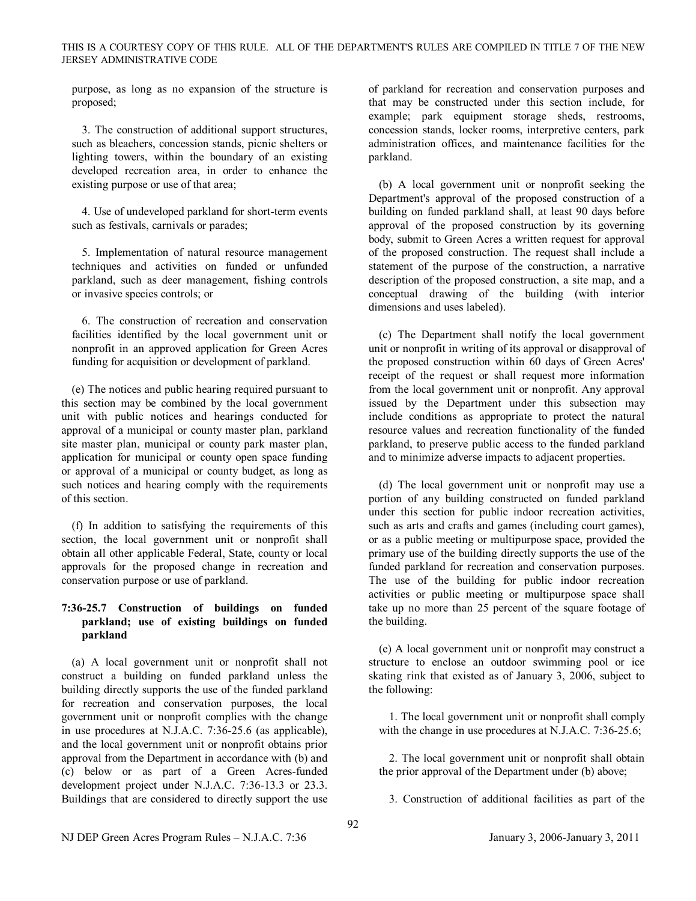purpose, as long as no expansion of the structure is proposed;

3. The construction of additional support structures, such as bleachers, concession stands, picnic shelters or lighting towers, within the boundary of an existing developed recreation area, in order to enhance the existing purpose or use of that area;

4. Use of undeveloped parkland for short-term events such as festivals, carnivals or parades;

5. Implementation of natural resource management techniques and activities on funded or unfunded parkland, such as deer management, fishing controls or invasive species controls; or

6. The construction of recreation and conservation facilities identified by the local government unit or nonprofit in an approved application for Green Acres funding for acquisition or development of parkland.

(e) The notices and public hearing required pursuant to this section may be combined by the local government unit with public notices and hearings conducted for approval of a municipal or county master plan, parkland site master plan, municipal or county park master plan, application for municipal or county open space funding or approval of a municipal or county budget, as long as such notices and hearing comply with the requirements of this section.

(f) In addition to satisfying the requirements of this section, the local government unit or nonprofit shall obtain all other applicable Federal, State, county or local approvals for the proposed change in recreation and conservation purpose or use of parkland.

### 7:36-25.7 Construction of buildings on funded parkland; use of existing buildings on funded parkland

(a) A local government unit or nonprofit shall not construct a building on funded parkland unless the building directly supports the use of the funded parkland for recreation and conservation purposes, the local government unit or nonprofit complies with the change in use procedures at N.J.A.C. 7:36-25.6 (as applicable), and the local government unit or nonprofit obtains prior approval from the Department in accordance with (b) and (c) below or as part of a Green Acres-funded development project under N.J.A.C. 7:36-13.3 or 23.3. Buildings that are considered to directly support the use of parkland for recreation and conservation purposes and that may be constructed under this section include, for example; park equipment storage sheds, restrooms, concession stands, locker rooms, interpretive centers, park administration offices, and maintenance facilities for the parkland.

(b) A local government unit or nonprofit seeking the Department's approval of the proposed construction of a building on funded parkland shall, at least 90 days before approval of the proposed construction by its governing body, submit to Green Acres a written request for approval of the proposed construction. The request shall include a statement of the purpose of the construction, a narrative description of the proposed construction, a site map, and a conceptual drawing of the building (with interior dimensions and uses labeled).

(c) The Department shall notify the local government unit or nonprofit in writing of its approval or disapproval of the proposed construction within 60 days of Green Acres' receipt of the request or shall request more information from the local government unit or nonprofit. Any approval issued by the Department under this subsection may include conditions as appropriate to protect the natural resource values and recreation functionality of the funded parkland, to preserve public access to the funded parkland and to minimize adverse impacts to adjacent properties.

(d) The local government unit or nonprofit may use a portion of any building constructed on funded parkland under this section for public indoor recreation activities, such as arts and crafts and games (including court games), or as a public meeting or multipurpose space, provided the primary use of the building directly supports the use of the funded parkland for recreation and conservation purposes. The use of the building for public indoor recreation activities or public meeting or multipurpose space shall take up no more than 25 percent of the square footage of the building.

(e) A local government unit or nonprofit may construct a structure to enclose an outdoor swimming pool or ice skating rink that existed as of January 3, 2006, subject to the following:

1. The local government unit or nonprofit shall comply with the change in use procedures at N.J.A.C. 7:36-25.6;

2. The local government unit or nonprofit shall obtain the prior approval of the Department under (b) above;

3. Construction of additional facilities as part of the